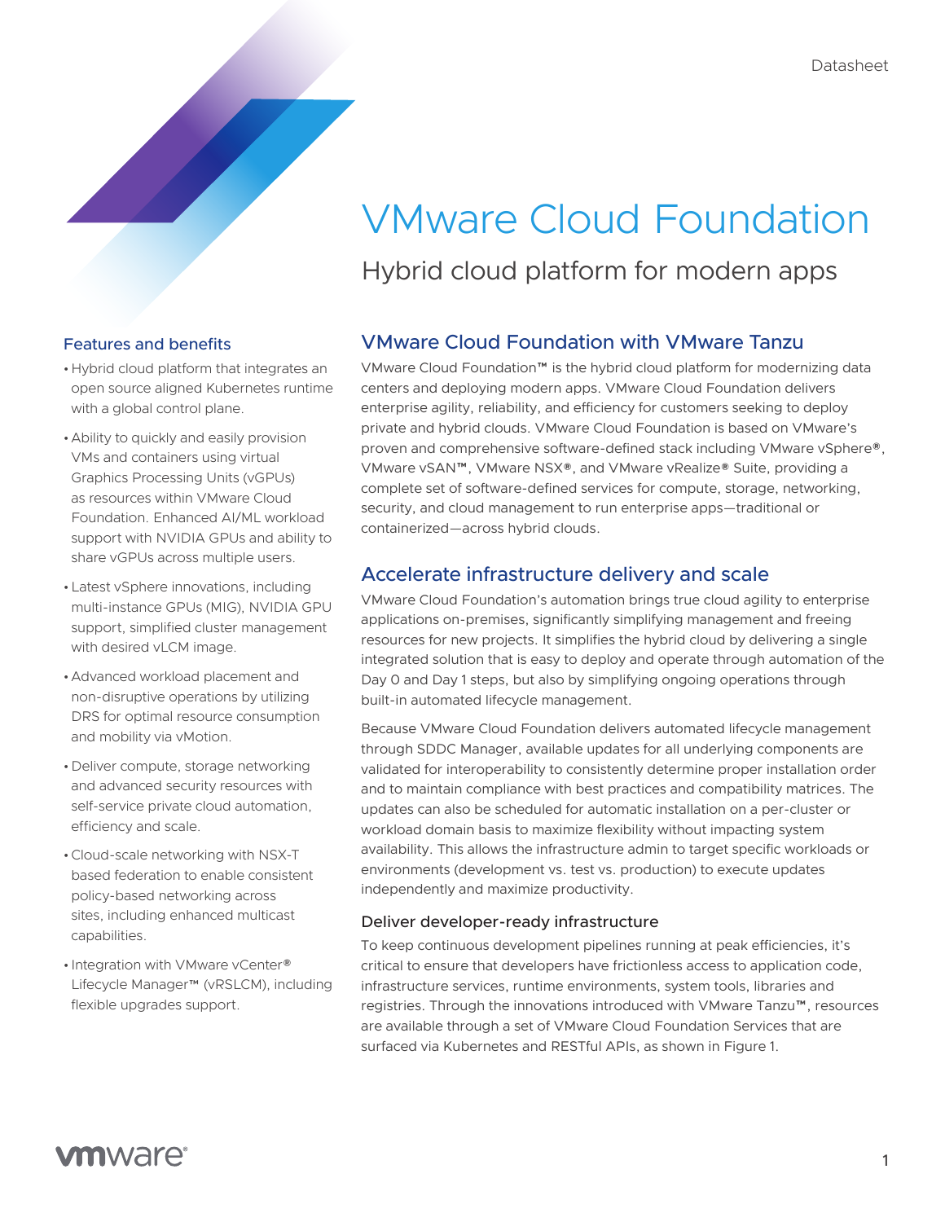Datasheet

# VMware Cloud Foundation

## Hybrid cloud platform for modern apps

### Features and benefits

- Hybrid cloud platform that integrates an open source aligned Kubernetes runtime with a global control plane.
- Ability to quickly and easily provision VMs and containers using virtual Graphics Processing Units (vGPUs) as resources within VMware Cloud Foundation. Enhanced AI/ML workload support with NVIDIA GPUs and ability to share vGPUs across multiple users.
- Latest vSphere innovations, including multi-instance GPUs (MIG), NVIDIA GPU support, simplified cluster management with desired vLCM image.
- Advanced workload placement and non-disruptive operations by utilizing DRS for optimal resource consumption and mobility via vMotion.
- Deliver compute, storage networking and advanced security resources with self-service private cloud automation, efficiency and scale.
- Cloud-scale networking with NSX-T based federation to enable consistent policy-based networking across sites, including enhanced multicast capabilities.
- Integration with VMware vCenter® Lifecycle Manager™ (vRSLCM), including flexible upgrades support.

### VMware Cloud Foundation with VMware Tanzu

VMware Cloud Foundation™ is the hybrid cloud platform for modernizing data centers and deploying modern apps. VMware Cloud Foundation delivers enterprise agility, reliability, and efficiency for customers seeking to deploy private and hybrid clouds. VMware Cloud Foundation is based on VMware's proven and comprehensive software-defined stack including VMware vSphere®, VMware vSAN™, VMware NSX®, and VMware vRealize® Suite, providing a complete set of software-defined services for compute, storage, networking, security, and cloud management to run enterprise apps—traditional or containerized—across hybrid clouds.

### Accelerate infrastructure delivery and scale

VMware Cloud Foundation's automation brings true cloud agility to enterprise applications on-premises, significantly simplifying management and freeing resources for new projects. It simplifies the hybrid cloud by delivering a single integrated solution that is easy to deploy and operate through automation of the Day 0 and Day 1 steps, but also by simplifying ongoing operations through built-in automated lifecycle management.

Because VMware Cloud Foundation delivers automated lifecycle management through SDDC Manager, available updates for all underlying components are validated for interoperability to consistently determine proper installation order and to maintain compliance with best practices and compatibility matrices. The updates can also be scheduled for automatic installation on a per-cluster or workload domain basis to maximize flexibility without impacting system availability. This allows the infrastructure admin to target specific workloads or environments (development vs. test vs. production) to execute updates independently and maximize productivity.

#### Deliver developer-ready infrastructure

To keep continuous development pipelines running at peak efficiencies, it's critical to ensure that developers have frictionless access to application code, infrastructure services, runtime environments, system tools, libraries and registries. Through the innovations introduced with VMware Tanzu™, resources are available through a set of VMware Cloud Foundation Services that are surfaced via Kubernetes and RESTful APIs, as shown in Figure 1.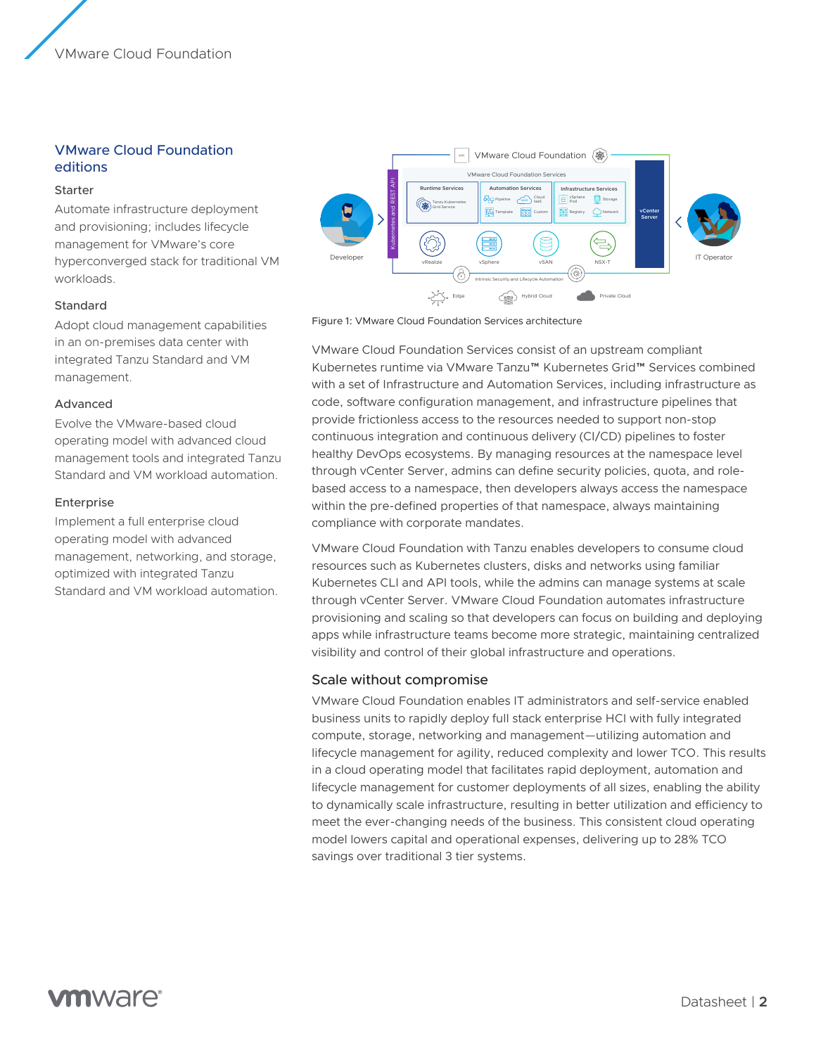## VMware Cloud Foundation editions

### Starter

Automate infrastructure deployment and provisioning; includes lifecycle management for VMware's core hyperconverged stack for traditional VM workloads.

### Standard

Adopt cloud management capabilities in an on-premises data center with integrated Tanzu Standard and VM management.

### Advanced

Evolve the VMware-based cloud operating model with advanced cloud management tools and integrated Tanzu Standard and VM workload automation.

### Enterprise

Implement a full enterprise cloud operating model with advanced management, networking, and storage, optimized with integrated Tanzu Standard and VM workload automation.

Figure 1: VMware Cloud Foundation Services architecture

VMware Cloud Foundation Services consist of an upstream compliant Kubernetes runtime via VMware Tanzu™ Kubernetes Grid™ Services combined with a set of Infrastructure and Automation Services, including infrastructure as code, software configuration management, and infrastructure pipelines that provide frictionless access to the resources needed to support non-stop continuous integration and continuous delivery (CI/CD) pipelines to foster healthy DevOps ecosystems. By managing resources at the namespace level through vCenter Server, admins can define security policies, quota, and role-based access to a namespace, then developers always access the namespace within the pre-defined properties of that namespace, always maintaining compliance with corporate mandates.

VMware Cloud Foundation with Tanzu enables developers to consume cloud resources such as Kubernetes clusters, disks and networks using familiar Kubernetes CLI and API tools, while the admins can manage systems at scale through vCenter Server. VMware Cloud Foundation automates infrastructure provisioning and scaling so that developers can focus on building and deploying apps while infrastructure teams become more strategic, maintaining centralized visibility and control of their global infrastructure and operations.

## Scale without compromise

VMware Cloud Foundation enables IT administrators and self-service enabled business units to rapidly deploy full stack enterprise HCI with fully integrated compute, storage, networking and management—utilizing automation and lifecycle management for agility, reduced complexity and lower TCO. This results in a cloud operating model that facilitates rapid deployment, automation and lifecycle management for customer deployments of all sizes, enabling the ability to dynamically scale infrastructure, resulting in better utilization and efficiency to meet the ever-changing needs of the business. This consistent cloud operating model lowers capital and operational expenses, delivering up to 28% TCO savings over traditional 3 tier systems.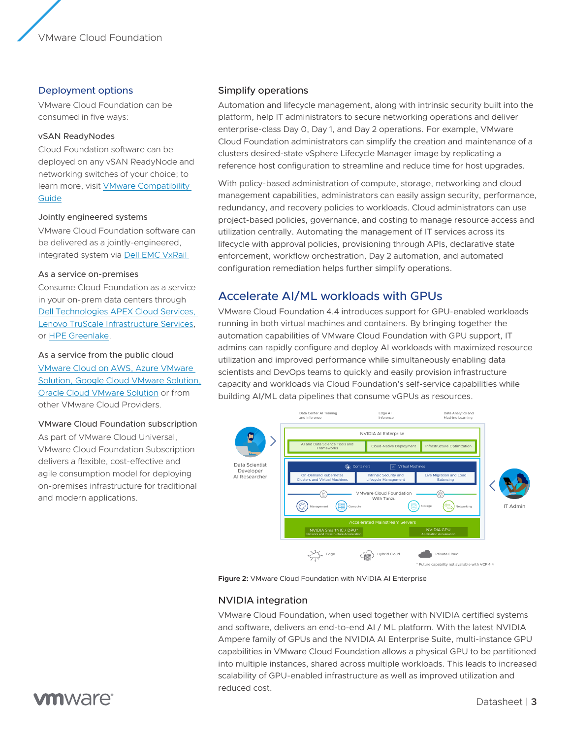## Deployment options

VMware Cloud Foundation can be consumed in five ways:

### vSAN ReadyNodes

Cloud Foundation software can be deployed on any vSAN ReadyNode and networking switches of your choice; to learn more, visit [VMware Compatibility Guide]

### Jointly engineered systems

VMware Cloud Foundation software can be delivered as a jointly-engineered, integrated system via [Dell EMC VxRail]

### As a service on-premises

Consume Cloud Foundation as a service in your on-prem data centers through [Dell Technologies APEX Cloud Services], [Lenovo TruScale Infrastructure Services], or [HPE Greenlake].

### As a service from the public cloud

[VMware Cloud on AWS, Azure VMware Solution, Google Cloud VMware Solution, Oracle Cloud VMware Solution] or from other VMware Cloud Providers.

### VMware Cloud Foundation subscription

As part of VMware Cloud Universal, VMware Cloud Foundation Subscription delivers a flexible, cost-effective and agile consumption model for deploying on-premises infrastructure for traditional and modern applications.

## Simplify operations

Automation and lifecycle management, along with intrinsic security built into the platform, help IT administrators to secure networking operations and deliver enterprise-class Day 0, Day 1, and Day 2 operations. For example, VMware Cloud Foundation administrators can simplify the creation and maintenance of a clusters desired-state vSphere Lifecycle Manager image by replicating a reference host configuration to streamline and reduce time for host upgrades.

With policy-based administration of compute, storage, networking and cloud management capabilities, administrators can easily assign security, performance, redundancy, and recovery policies to workloads. Cloud administrators can use project-based policies, governance, and costing to manage resource access and utilization centrally. Automating the management of IT services across its lifecycle with approval policies, provisioning through APIs, declarative state enforcement, workflow orchestration, Day 2 automation, and automated configuration remediation helps further simplify operations.

## Accelerate AI/ML workloads with GPUs

VMware Cloud Foundation 4.4 introduces support for GPU-enabled workloads running in both virtual machines and containers. By bringing together the automation capabilities of VMware Cloud Foundation with GPU support, IT admins can rapidly configure and deploy AI workloads with maximized resource utilization and improved performance while simultaneously enabling data scientists and DevOps teams to quickly and easily provision infrastructure capacity and workloads via Cloud Foundation's self-service capabilities while building AI/ML data pipelines that consume vGPUs as resources.

Data Center AI Training and Inference | Edge AI Inference | Data Analytics and Machine Learning

Data Scientist Developer AI Researcher

NVIDIA AI Enterprise: AI and Data Science Tools and Frameworks | Cloud-Native Deployment | Infrastructure Optimization

Containers | Virtual Machines: On-Demand Kubernetes Clusters and Virtual Machines | Intrinsic Security and Lifecycle Management | Live Migration and Load Balancing

VMware Cloud Foundation With Tanzu: Management | Compute | Storage | Networking

IT Admin

Accelerated Mainstream Servers: NVIDIA SmartNIC / DPU* Network and Infrastructure Acceleration | NVIDIA GPU Application Acceleration

Edge | Hybrid Cloud | Private Cloud

* Future capability not available with VCF 4.4

**Figure 2:** VMware Cloud Foundation with NVIDIA AI Enterprise

### NVIDIA integration

VMware Cloud Foundation, when used together with NVIDIA certified systems and software, delivers an end-to-end AI / ML platform. With the latest NVIDIA Ampere family of GPUs and the NVIDIA AI Enterprise Suite, multi-instance GPU capabilities in VMware Cloud Foundation allows a physical GPU to be partitioned into multiple instances, shared across multiple workloads. This leads to increased scalability of GPU-enabled infrastructure as well as improved utilization and reduced cost.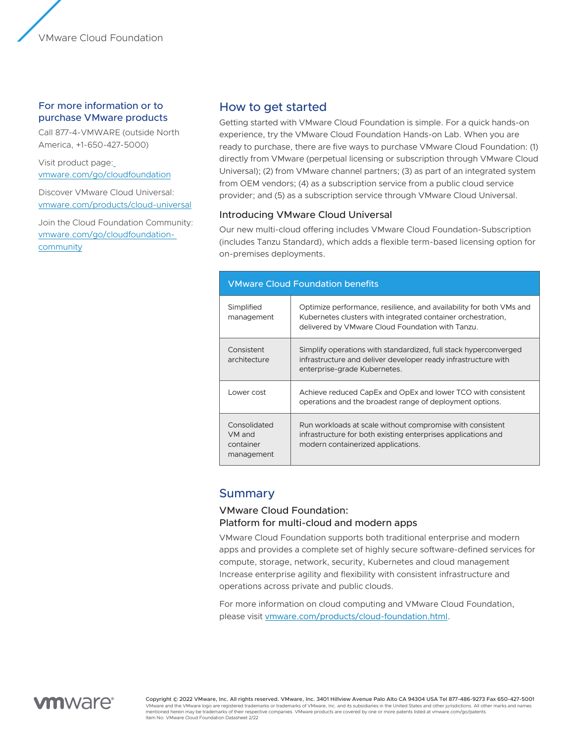## For more information or to purchase VMware products

Call 877-4-VMWARE (outside North America, +1-650-427-5000)

Visit product page: vmware.com/go/cloudfoundation

Discover VMware Cloud Universal: vmware.com/products/cloud-universal

Join the Cloud Foundation Community: vmware.com/go/cloudfoundation-community

## How to get started

Getting started with VMware Cloud Foundation is simple. For a quick hands-on experience, try the VMware Cloud Foundation Hands-on Lab. When you are ready to purchase, there are five ways to purchase VMware Cloud Foundation: (1) directly from VMware (perpetual licensing or subscription through VMware Cloud Universal); (2) from VMware channel partners; (3) as part of an integrated system from OEM vendors; (4) as a subscription service from a public cloud service provider; and (5) as a subscription service through VMware Cloud Universal.

### Introducing VMware Cloud Universal

Our new multi-cloud offering includes VMware Cloud Foundation-Subscription (includes Tanzu Standard), which adds a flexible term-based licensing option for on-premises deployments.

| VMware Cloud Foundation benefits | |
|---|---|
| Simplified management | Optimize performance, resilience, and availability for both VMs and Kubernetes clusters with integrated container orchestration, delivered by VMware Cloud Foundation with Tanzu. |
| Consistent architecture | Simplify operations with standardized, full stack hyperconverged infrastructure and deliver developer ready infrastructure with enterprise-grade Kubernetes. |
| Lower cost | Achieve reduced CapEx and OpEx and lower TCO with consistent operations and the broadest range of deployment options. |
| Consolidated VM and container management | Run workloads at scale without compromise with consistent infrastructure for both existing enterprises applications and modern containerized applications. |

## Summary

### VMware Cloud Foundation: Platform for multi-cloud and modern apps

VMware Cloud Foundation supports both traditional enterprise and modern apps and provides a complete set of highly secure software-defined services for compute, storage, network, security, Kubernetes and cloud management Increase enterprise agility and flexibility with consistent infrastructure and operations across private and public clouds.

For more information on cloud computing and VMware Cloud Foundation, please visit vmware.com/products/cloud-foundation.html.

Copyright © 2022 VMware, Inc. All rights reserved. VMware, Inc. 3401 Hillview Avenue Palo Alto CA 94304 USA Tel 877-486-9273 Fax 650-427-5001 VMware and the VMware logo are registered trademarks or trademarks of VMware, Inc. and its subsidiaries in the United States and other jurisdictions. All other marks and names mentioned herein may be trademarks of their respective companies. VMware products are covered by one or more patents listed at vmware.com/go/patents.
Item No: VMware Cloud Foundation Datasheet 2/22